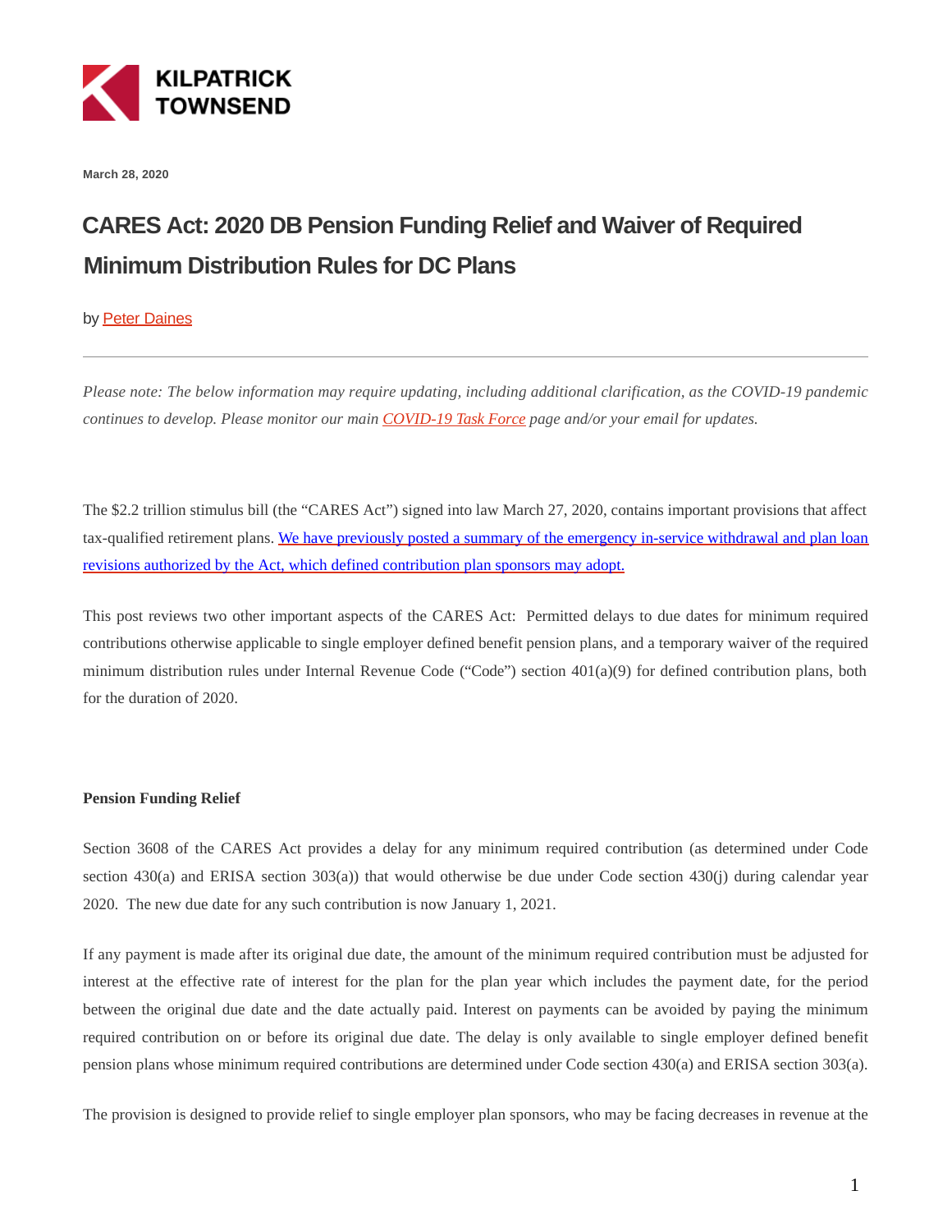KILPATRICK TOWNSEND

March 28, 2020

# CARES Act: 2020 DB Pension Funding Relief and Waiver of Required Minimum Distribution Rules for DC Plans

by Peter Daines

---

*Please note: The below information may require updating, including additional clarification, as the COVID-19 pandemic continues to develop. Please monitor our main COVID-19 Task Force page and/or your email for updates.*

The $2.2 trillion stimulus bill (the "CARES Act") signed into law March 27, 2020, contains important provisions that affect tax-qualified retirement plans. We have previously posted a summary of the emergency in-service withdrawal and plan loan revisions authorized by the Act, which defined contribution plan sponsors may adopt.

This post reviews two other important aspects of the CARES Act: Permitted delays to due dates for minimum required contributions otherwise applicable to single employer defined benefit pension plans, and a temporary waiver of the required minimum distribution rules under Internal Revenue Code ("Code") section 401(a)(9) for defined contribution plans, both for the duration of 2020.

**Pension Funding Relief**

Section 3608 of the CARES Act provides a delay for any minimum required contribution (as determined under Code section 430(a) and ERISA section 303(a)) that would otherwise be due under Code section 430(j) during calendar year 2020. The new due date for any such contribution is now January 1, 2021.

If any payment is made after its original due date, the amount of the minimum required contribution must be adjusted for interest at the effective rate of interest for the plan for the plan year which includes the payment date, for the period between the original due date and the date actually paid. Interest on payments can be avoided by paying the minimum required contribution on or before its original due date. The delay is only available to single employer defined benefit pension plans whose minimum required contributions are determined under Code section 430(a) and ERISA section 303(a).

The provision is designed to provide relief to single employer plan sponsors, who may be facing decreases in revenue at the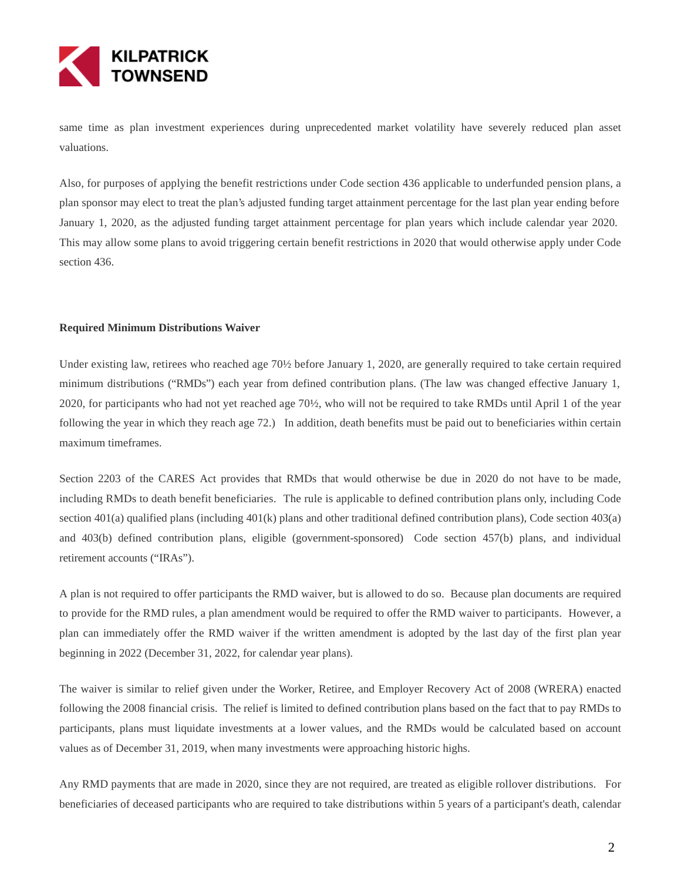same time as plan investment experiences during unprecedented market volatility have severely reduced plan asset valuations.

Also, for purposes of applying the benefit restrictions under Code section 436 applicable to underfunded pension plans, a plan sponsor may elect to treat the plan's adjusted funding target attainment percentage for the last plan year ending before January 1, 2020, as the adjusted funding target attainment percentage for plan years which include calendar year 2020. This may allow some plans to avoid triggering certain benefit restrictions in 2020 that would otherwise apply under Code section 436.

**Required Minimum Distributions Waiver**

Under existing law, retirees who reached age 70½ before January 1, 2020, are generally required to take certain required minimum distributions ("RMDs") each year from defined contribution plans. (The law was changed effective January 1, 2020, for participants who had not yet reached age 70½, who will not be required to take RMDs until April 1 of the year following the year in which they reach age 72.) In addition, death benefits must be paid out to beneficiaries within certain maximum timeframes.

Section 2203 of the CARES Act provides that RMDs that would otherwise be due in 2020 do not have to be made, including RMDs to death benefit beneficiaries. The rule is applicable to defined contribution plans only, including Code section 401(a) qualified plans (including 401(k) plans and other traditional defined contribution plans), Code section 403(a) and 403(b) defined contribution plans, eligible (government-sponsored) Code section 457(b) plans, and individual retirement accounts ("IRAs").

A plan is not required to offer participants the RMD waiver, but is allowed to do so. Because plan documents are required to provide for the RMD rules, a plan amendment would be required to offer the RMD waiver to participants. However, a plan can immediately offer the RMD waiver if the written amendment is adopted by the last day of the first plan year beginning in 2022 (December 31, 2022, for calendar year plans).

The waiver is similar to relief given under the Worker, Retiree, and Employer Recovery Act of 2008 (WRERA) enacted following the 2008 financial crisis. The relief is limited to defined contribution plans based on the fact that to pay RMDs to participants, plans must liquidate investments at a lower values, and the RMDs would be calculated based on account values as of December 31, 2019, when many investments were approaching historic highs.

Any RMD payments that are made in 2020, since they are not required, are treated as eligible rollover distributions. For beneficiaries of deceased participants who are required to take distributions within 5 years of a participant's death, calendar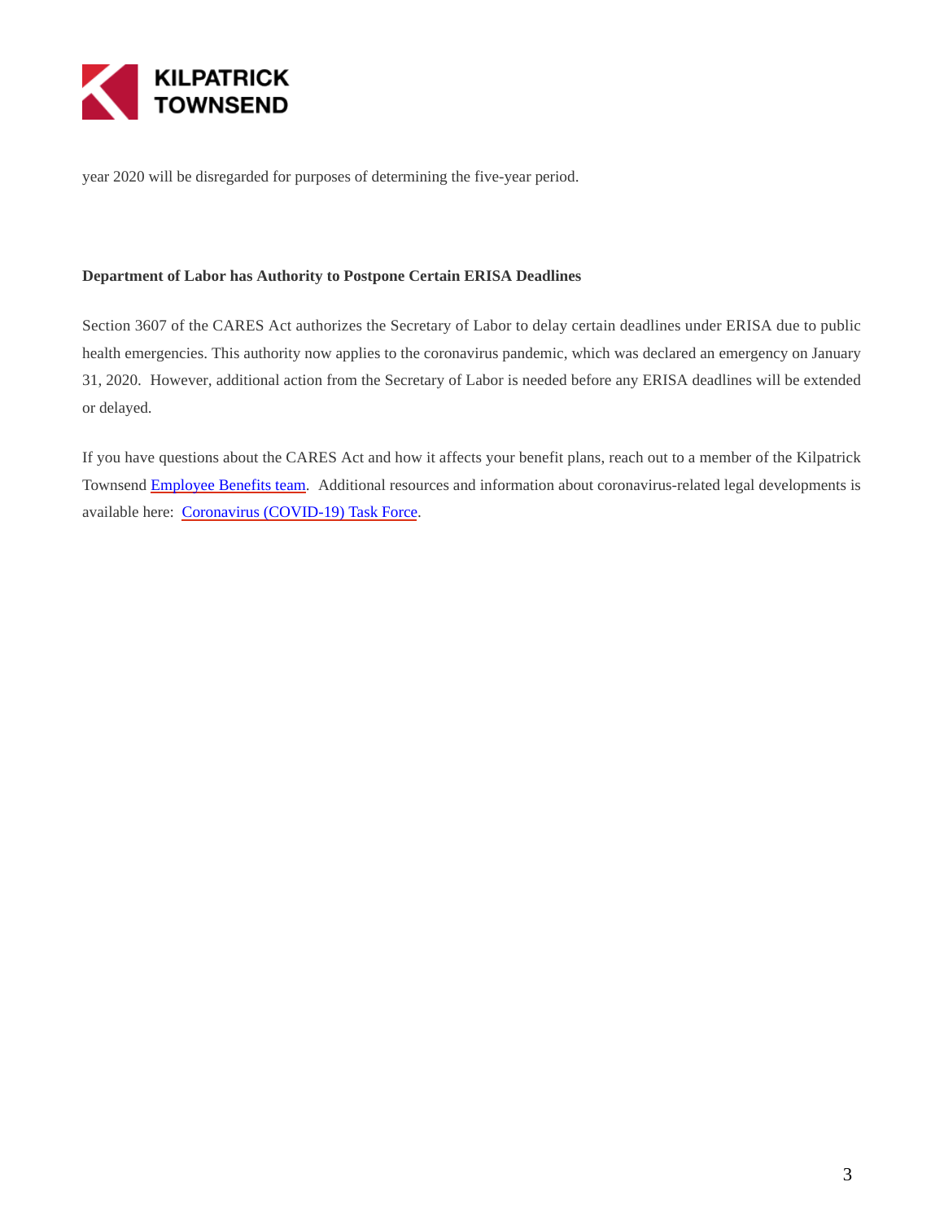year 2020 will be disregarded for purposes of determining the five-year period.

**Department of Labor has Authority to Postpone Certain ERISA Deadlines**

Section 3607 of the CARES Act authorizes the Secretary of Labor to delay certain deadlines under ERISA due to public health emergencies. This authority now applies to the coronavirus pandemic, which was declared an emergency on January 31, 2020. However, additional action from the Secretary of Labor is needed before any ERISA deadlines will be extended or delayed.

If you have questions about the CARES Act and how it affects your benefit plans, reach out to a member of the Kilpatrick Townsend Employee Benefits team. Additional resources and information about coronavirus-related legal developments is available here: Coronavirus (COVID-19) Task Force.